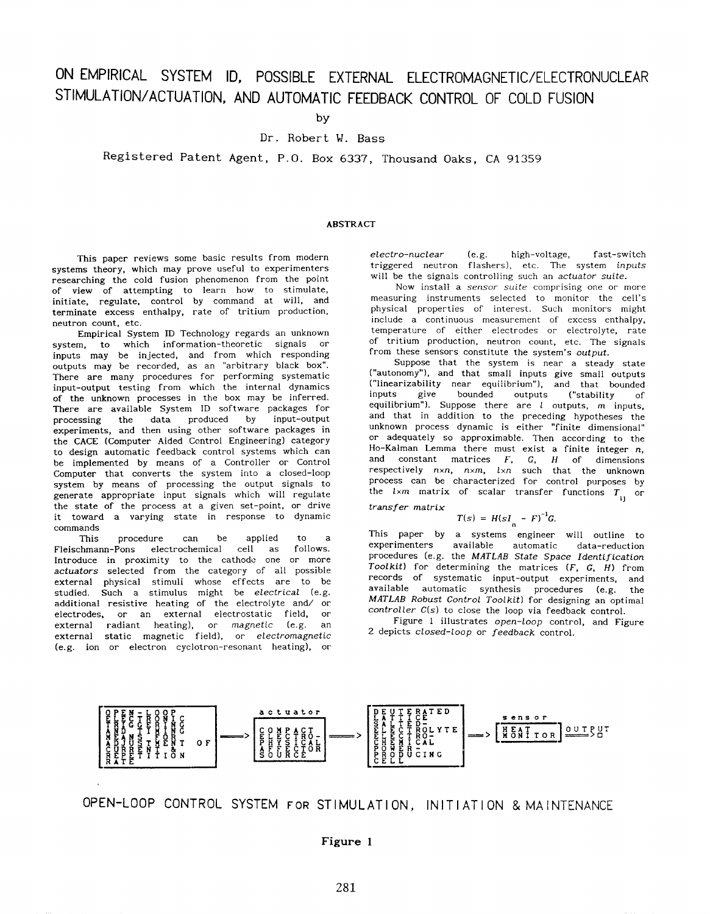# ON EMPIRICAL SYSTEM ID, POSSIBLE EXTERNAL ELECTROMAGNETIC/ELECTRONUCLEAR STIMULATION/ACTUATION, AND AUTOMATIC FEEDBACK CONTROL OF COLD FUSION

by

Dr. Robert W. Bass

Registered Patent Agent, P.O. Box 6337, Thousand Oaks, CA 91359

### ABSTRACT

This paper reviews some basic results from modern systems theory, which may prove useful to experimenters researching the cold fusion phenomenon from the point of view of attempting to learn how to stimulate, initiate, regulate, control by command at will, and terminate excess enthalpy, rate of tritium production, neutron count, etc.

Empirical System ID Technology regards an unknown system, to which information-theoretic signals or inputs may be injected, and from which responding outputs may be recorded, as an "arbitrary black box". There are many procedures for performing systematic input-output testing from which the internal dynamics of the unknown processes in the box may be inferred. There are available System ID software packages for processing the data produced by input-output experiments, and then using other software packages in the CACE (Computer Aided Control Engineering) category to design automatic feedback control systems which can be implemented by means of a Controller or Control Computer that converts the system into a closed-loop system by means of processing the output signals to generate appropriate input signals which will regulate the state of the process at a given set-point, or drive it toward a varying state in response to dynamic commands

This procedure can be applied to a Fleischmann-Pons electrochemical cell as follows. Introduce in proximity to the cathode one or more *actuators* selected from the category of all possible external physical stimuli whose effects are to be studied. Such a stimulus might be *electrical* (e.g. additional resistive heating of the electrolyte and/ or electrodes, or an external electrostatic field, or external radiant heating), or *magnetic* (e.g. an external static magnetic field), or *electromagnetic* (e.g. ion or electron cyclotron-resonant heating), or *electro-nuclear* (e.g. high-voltage, fast-switch triggered neutron flashers), etc. The system *inputs* will be the signals controlling such an *actuator suite.*

Now install a *sensor suite* comprising one or more measuring instruments selected to monitor the cell's physical properties of interest. Such monitors might include a continuous measurement of excess enthalpy, temperature of either electrodes or electrolyte, rate of tritium production, neutron count, etc. The signals from these sensors constitute the system's *output.*

Suppose that the system is near a steady state ("autonomy"), and that small inputs give small outputs ("linearizability near equilibrium"), and that bounded inputs give bounded outputs ("stability of equilibrium"). Suppose there are $l$ outputs, $m$ inputs, and that in addition to the preceding hypotheses the unknown process dynamic is either "finite dimensional" or adequately so approximable. Then according to the Ho-Kalman Lemma there must exist a finite integer $n$, and constant matrices $F$, $G$, $H$ of dimensions respectively $n \times n$, $n \times m$, $l \times n$ such that the unknown process can be characterized for control purposes by the $l \times m$ matrix of scalar transfer functions $T_{ij}$ or *transfer matrix*

$$T(s) = H(sI_n - F)^{-1}G.$$

This paper by a systems engineer will outline to experimenters available automatic data-reduction procedures (e.g. the *MATLAB State Space Identification Toolkit*) for determining the matrices ($F$, $G$, $H$) from records of systematic input-output experiments, and available automatic synthesis procedures (e.g. the *MATLAB Robust Control Toolkit*) for designing an optimal *controller* $C(s)$ to close the loop via feedback control.

Figure 1 illustrates *open-loop* control, and Figure 2 depicts *closed-loop* or *feedback* control.

OPEN-LOOP ELECTRONIC TRIGGERING AND TIMING MEANS FOR ADJUSTMENT OF CURRENT & REPETITION RATE ===> actuator: COMPACT ELECTRO-PHYSICAL AFFECTOR SOURCE ===> DEUTERATED LATTICE SALTED-ELECTROLYTE ELECTRO-CHEMICAL POWER-PRODUCING CELL ===> sensor: HEAT MONITOR ===> OUTPUT

OPEN-LOOP CONTROL SYSTEM FOR STIMULATION, INITIATION & MAINTENANCE

**Figure 1**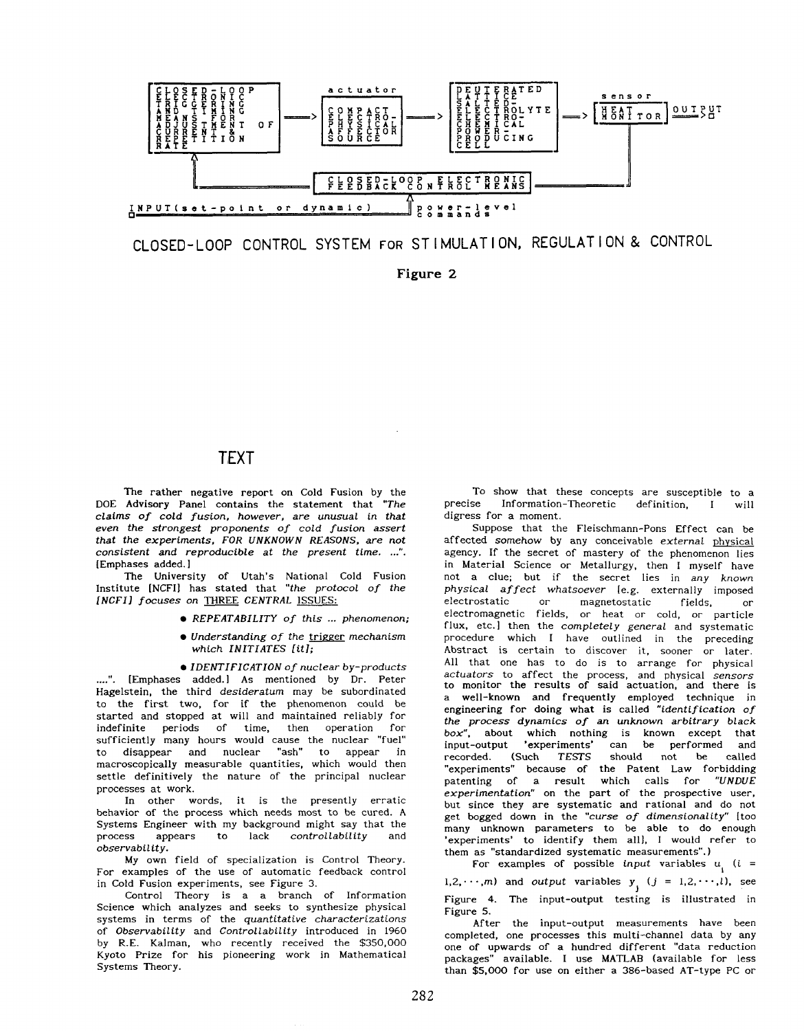CLOSED-LOOP ELECTRONIC TRIGGERING AND TIMING MEANS FOR ADJUSTMENT OF CURRENT & REPETITION RATE → actuator: COMPACT ELECTRO-PHYSICAL AFFECTOR SOURCE → DEUTERATED LATTICE SALTED-ELECTROLYTE ELECTRO-CHEMICAL POWER-PRODUCING CELL → sensor: HEAT MONITOR → OUTPUT

CLOSED-LOOP ELECTRONIC FEEDBACK CONTROL MEANS

INPUT(set-point or dynamic) — power-level commands

CLOSED-LOOP CONTROL SYSTEM FOR STIMULATION, REGULATION & CONTROL

**Figure 2**

# TEXT

The rather negative report on Cold Fusion by the DOE Advisory Panel contains the statement that *"The claims of cold fusion, however, are unusual in that even the strongest proponents of cold fusion assert that the experiments, FOR UNKNOWN REASONS, are not consistent and reproducible at the present time. ..."*. [Emphases added.]

The University of Utah's National Cold Fusion Institute [NCFI] has stated that *"the protocol of the [NCFI] focuses on* THREE *CENTRAL* ISSUES:

- *REPEATABILITY of this ... phenomenon;*
- *Understanding of the* trigger *mechanism which INITIATES [it];*
- *IDENTIFICATION of nuclear by-products* ....". [Emphases added.] As mentioned by Dr. Peter Hagelstein, the third *desideratum* may be subordinated to the first two, for if the phenomenon could be started and stopped at will and maintained reliably for indefinite periods of time, then operation for sufficiently many hours would cause the nuclear "fuel" to disappear and nuclear "ash" to appear in macroscopically measurable quantities, which would then settle definitively the nature of the principal nuclear processes at work.

In other words, it is the presently erratic behavior of the process which needs most to be cured. A Systems Engineer with my background might say that the process appears to lack *controllability* and *observability*.

My own field of specialization is Control Theory. For examples of the use of automatic feedback control in Cold Fusion experiments, see Figure 3.

Control Theory is a a branch of Information Science which analyzes and seeks to synthesize physical systems in terms of the *quantitative characterizations* of *Observability* and *Controllability* introduced in 1960 by R.E. Kalman, who recently received the $350,000 Kyoto Prize for his pioneering work in Mathematical Systems Theory.

To show that these concepts are susceptible to a precise Information-Theoretic definition, I will digress for a moment.

Suppose that the Fleischmann-Pons Effect can be affected *somehow* by any conceivable *external* physical agency. If the secret of mastery of the phenomenon lies in Material Science or Metallurgy, then I myself have not a clue; but if the secret lies in *any known physical affect whatsoever* [e.g. externally imposed electrostatic or magnetostatic fields, or electromagnetic fields, or heat or cold, or particle flux, etc.] then the *completely general* and systematic procedure which I have outlined in the preceding Abstract is certain to discover it, sooner or later. All that one has to do is to arrange for physical *actuators* to affect the process, and physical *sensors* to monitor the results of said actuation, and there is a well-known and frequently employed technique in engineering for doing what is called *"identification of the process dynamics of an unknown arbitrary black box"*, about which nothing is known except that input-output 'experiments' can be performed and recorded. (Such *TESTS* should not be called "experiments" because of the Patent Law forbidding patenting of a result which calls for *"UNDUE experimentation"* on the part of the prospective user, but since they are systematic and rational and do not get bogged down in the *"curse of dimensionality"* [too many unknown parameters to be able to do enough 'experiments' to identify them all], I would refer to them as "standardized systematic measurements".)

For examples of possible *input* variables $u_i$ ($i$ = 1,2,$\cdots$,$m$) and *output* variables $y_j$ ($j$ = 1,2,$\cdots$,$l$), see Figure 4. The input-output testing is illustrated in Figure 5.

After the input-output measurements have been completed, one processes this multi-channel data by any one of upwards of a hundred different "data reduction packages" available. I use MATLAB (available for less than $5,000 for use on either a 386-based AT-type PC or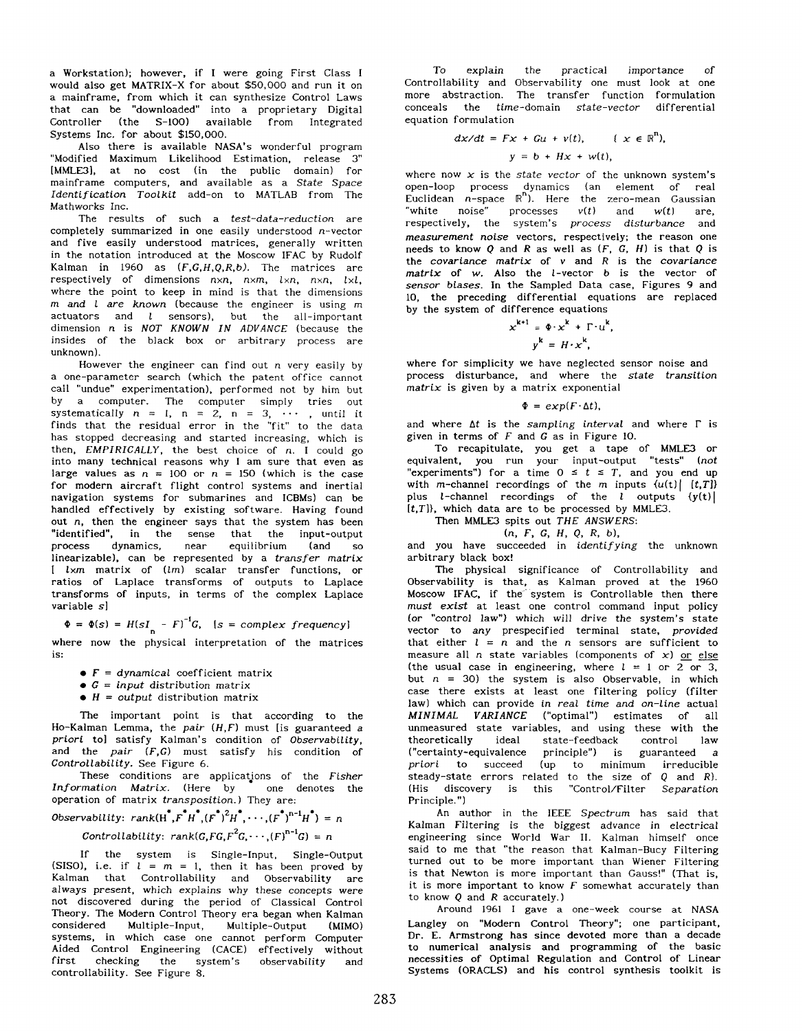a Workstation); however, if I were going First Class I would also get MATRIX-X for about \$50,000 and run it on a mainframe, from which it can synthesize Control Laws that can be "downloaded" into a proprietary Digital Controller (the S-100) available from Integrated Systems Inc. for about \$150,000.

Also there is available NASA's wonderful program "Modified Maximum Likelihood Estimation, release 3" [MMLE3], at no cost (in the public domain) for mainframe computers, and available as a *State Space Identification Toolkit* add-on to MATLAB from The Mathworks Inc.

The results of such a *test-data-reduction* are completely summarized in one easily understood $n$-vector and five easily understood matrices, generally written in the notation introduced at the Moscow IFAC by Rudolf Kalman in 1960 as $(F,G,H,Q,R,b)$. The matrices are respectively of dimensions $n{\times}n$, $n{\times}m$, $l{\times}n$, $n{\times}n$, $l{\times}l$, where the point to keep in mind is that the dimensions *m and l are known* (because the engineer is using $m$ actuators and $l$ sensors), but the all-important dimension $n$ is *NOT KNOWN IN ADVANCE* (because the insides of the black box or arbitrary process are unknown).

However the engineer can find out $n$ very easily by a one-parameter search (which the patent office cannot call "undue" experimentation), performed not by him but by a computer. The computer simply tries out systematically $n = 1$, $n = 2$, $n = 3$, $\cdots$, until it finds that the residual error in the "fit" to the data has stopped decreasing and started increasing, which is then, *EMPIRICALLY*, the best choice of $n$. I could go into many technical reasons why I am sure that even as large values as $n = 100$ or $n = 150$ (which is the case for modern aircraft flight control systems and inertial navigation systems for submarines and ICBMs) can be handled effectively by existing software. Having found out $n$, then the engineer says that the system has been "identified", in the sense that the input-output process dynamics, near equilibrium (and so linearizable), can be represented by a *transfer matrix* [ $l{\times}m$ matrix of $(lm)$ scalar transfer functions, or ratios of Laplace transforms of outputs to Laplace transforms of inputs, in terms of the complex Laplace variable $s$]

$$\Phi = \Phi(s) = H(sI_n - F)^{-1}G, \quad \{s = \text{complex frequency}\}$$

where now the physical interpretation of the matrices is:

- $F$ = *dynamical* coefficient matrix
- $G$ = *input* distribution matrix
- $H$ = *output* distribution matrix

The important point is that according to the Ho-Kalman Lemma, the *pair* $(H,F)$ must [is guaranteed *a priori* to] satisfy Kalman's condition of *Observability*, and the *pair* $(F,G)$ must satisfy his condition of *Controllability*. See Figure 6.

These conditions are applications of the *Fisher Information Matrix*. (Here by $^*$ one denotes the operation of matrix *transposition*.) They are:

$$\textit{Observability}: \; rank(H^*, F^*H^*, (F^*)^2H^*, \cdots, (F^*)^{n-1}H^*) = n$$

$$\textit{Controllability}: \; rank(G, FG, F^2G, \cdots, (F)^{n-1}G) = n$$

If the system is Single-Input, Single-Output (SISO), i.e. if $l = m = 1$, then it has been proved by Kalman that Controllability and Observability are *always present, which explains why these concepts were* not discovered during the period of Classical Control Theory. The Modern Control Theory era began when Kalman considered Multiple-Input, Multiple-Output (MIMO) systems, in which case one cannot perform Computer Aided Control Engineering (CACE) effectively without first checking the system's observability and controllability. See Figure 8.

To explain the practical importance of Controllability and Observability one must look at one more abstraction. The transfer function formulation conceals the *time*-domain *state-vector* differential equation formulation

$$dx/dt = Fx + Gu + v(t), \qquad \{ x \in \mathbb{R}^n \},$$

$$y = b + Hx + w(t),$$

where now $x$ is the *state vector* of the unknown system's open-loop process dynamics (an element of real Euclidean $n$-space $\mathbb{R}^n$). Here the zero-mean Gaussian "white noise" processes $v(t)$ and $w(t)$ are, respectively, the system's *process disturbance* and *measurement noise* vectors, respectively; the reason one needs to know $Q$ and $R$ as well as $(F, G, H)$ is that $Q$ is the *covariance matrix* of $v$ and $R$ is the *covariance matrix* of $w$. Also the $l$-vector $b$ is the vector of *sensor biases*. In the Sampled Data case, Figures 9 and 10, the preceding differential equations are replaced by the system of difference equations

$$x^{k+1} = \Phi \cdot x^k + \Gamma \cdot u^k,$$

$$y^k = H \cdot x^k,$$

where for simplicity we have neglected sensor noise and process disturbance, and where the *state transition matrix* is given by a matrix exponential

$$\Phi = exp(F \cdot \Delta t),$$

and where $\Delta t$ is the *sampling interval* and where $\Gamma$ is given in terms of $F$ and $G$ as in Figure 10.

To recapitulate, you get a tape of MMLE3 or equivalent, you run your input-output "tests" (*not* "experiments") for a time $0 \le t \le T$, and you end up with $m$-channel recordings of the $m$ inputs $\{u(t) \,|\, [t,T]\}$ plus $l$-channel recordings of the $l$ outputs $\{y(t) \,|\, [t,T]\}$, which data are to be processed by MMLE3.

Then MMLE3 spits out *THE ANSWERS*:

$$(n, F, G, H, Q, R, b),$$

and you have succeeded in *identifying* the unknown arbitrary black box!

The physical significance of Controllability and Observability is that, as Kalman proved at the 1960 Moscow IFAC, if the system is Controllable then there *must exist* at least one control command input policy (or "control law") which *will drive the system's* state vector to *any* prespecified terminal state, *provided* that either $l = n$ and the $n$ sensors are sufficient to measure all $n$ state variables (components of $x$) or else (the usual case in engineering, where $l = 1$ or $2$ or $3$, but $n = 30$) the system is also Observable, in which case there exists at least one filtering policy (filter law) which can provide *in real time and on-line* actual *MINIMAL VARIANCE* ("optimal") estimates of all unmeasured state variables, and using these with the theoretically ideal state-feedback control law ("certainty-equivalence principle") is guaranteed *a priori* to succeed (up to minimum irreducible steady-state errors related to the size of $Q$ and $R$). (His discovery is this "Control/Filter *Separation* Principle.")

An author in the IEEE *Spectrum* has said that Kalman Filtering is the biggest advance in electrical engineering since World War II. Kalman himself once said to me that "the reason that Kalman-Bucy Filtering turned out to be more important than Wiener Filtering is that Newton is more important than Gauss!" (That is, it is more important to know $F$ somewhat accurately than to know $Q$ and $R$ accurately.)

Around 1961 I gave a one-week course at NASA Langley on "Modern Control Theory"; one participant, Dr. E. Armstrong has since devoted more than a decade to numerical analysis and programming of the basic necessities of Optimal Regulation and Control of Linear Systems (ORACLS) and his control synthesis toolkit is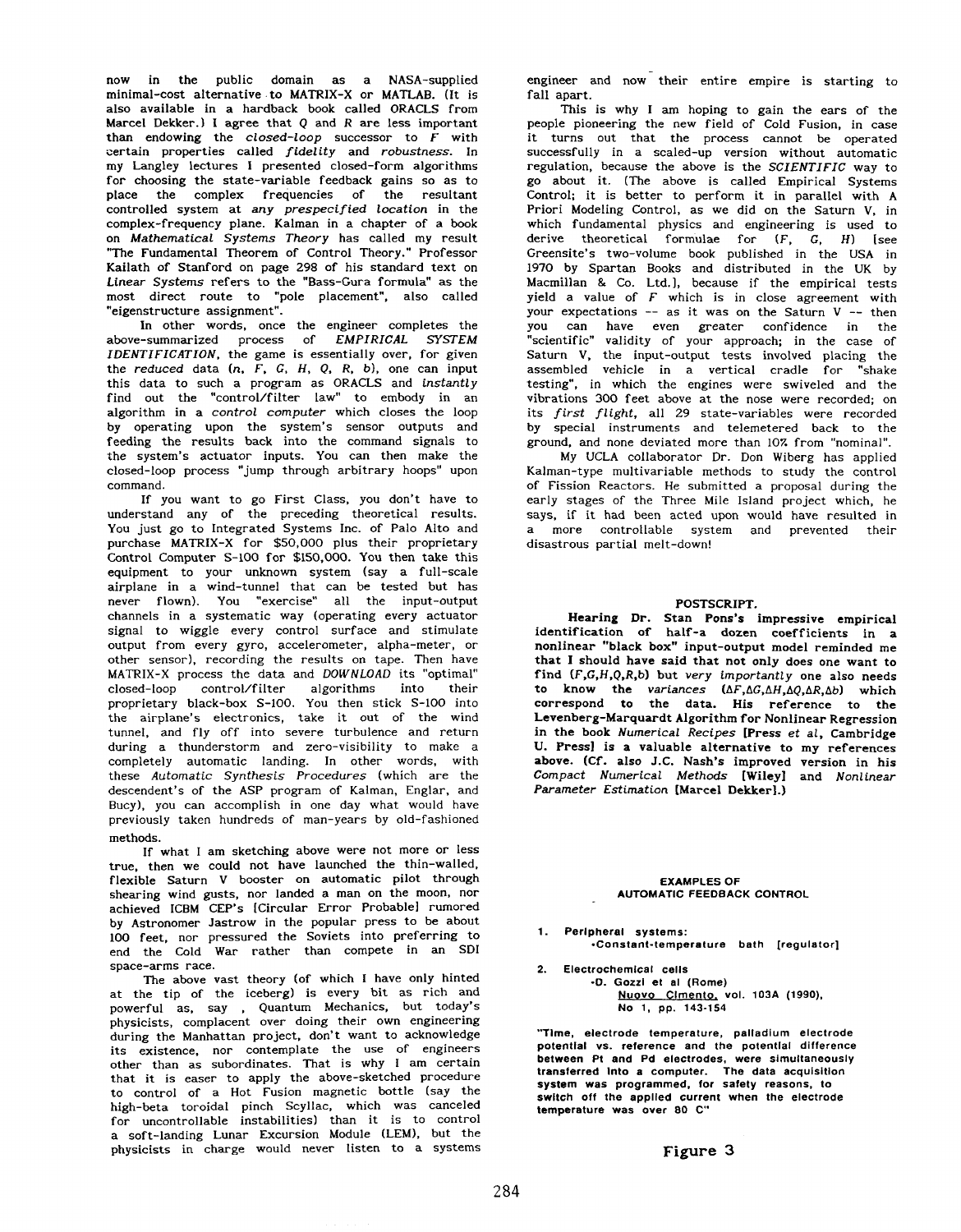now in the public domain as a NASA-supplied minimal-cost alternative to MATRIX-X or MATLAB. (It is also available in a hardback book called ORACLS from Marcel Dekker.) I agree that $Q$ and $R$ are less important than endowing the *closed-loop* successor to $F$ with certain properties called *fidelity* and *robustness*. In my Langley lectures I presented closed-form algorithms for choosing the state-variable feedback gains so as to place the complex frequencies of the resultant controlled system at *any prespecified location* in the complex-frequency plane. Kalman in a chapter of a book on *Mathematical Systems Theory* has called my result "The Fundamental Theorem of Control Theory." Professor Kailath of Stanford on page 298 of his standard text on *Linear Systems* refers to the "Bass-Gura formula" as the most direct route to "pole placement", also called "eigenstructure assignment".

In other words, once the engineer completes the above-summarized process of *EMPIRICAL SYSTEM IDENTIFICATION*, the game is essentially over, for given the *reduced* data ($n$, $F$, $G$, $H$, $Q$, $R$, $b$), one can input this data to such a program as ORACLS and *instantly* find out the "control/filter law" to embody in an algorithm in a *control computer* which closes the loop by operating upon the system's sensor outputs and feeding the results back into the command signals to the system's actuator inputs. You can then make the closed-loop process "jump through arbitrary hoops" upon command.

If you want to go First Class, you don't have to understand any of the preceding theoretical results. You just go to Integrated Systems Inc. of Palo Alto and purchase MATRIX-X for $50,000 plus their proprietary Control Computer S-100 for $150,000. You then take this equipment to your unknown system (say a full-scale airplane in a wind-tunnel that can be tested but has never flown). You "exercise" all the input-output channels in a systematic way (operating every actuator signal to wiggle every control surface and stimulate output from every gyro, accelerometer, alpha-meter, or other sensor), recording the results on tape. Then have MATRIX-X process the data and *DOWNLOAD* its "optimal" closed-loop control/filter algorithms into their proprietary black-box S-100. You then stick S-100 into the airplane's electronics, take it out of the wind tunnel, and fly off into severe turbulence and return during a thunderstorm and zero-visibility to make a completely automatic landing. In other words, with these *Automatic Synthesis Procedures* (which are the descendent's of the ASP program of Kalman, Englar, and Bucy), you can accomplish in one day what would have previously taken hundreds of man-years by old-fashioned methods.

If what I am sketching above were not more or less true, then we could not have launched the thin-walled, flexible Saturn V booster on automatic pilot through shearing wind gusts, nor landed a man on the moon, nor achieved ICBM CEP's [Circular Error Probable] rumored by Astronomer Jastrow in the popular press to be about 100 feet, nor pressured the Soviets into preferring to end the Cold War rather than compete in an SDI space-arms race.

The above vast theory (of which I have only hinted at the tip of the iceberg) is every bit as rich and powerful as, say , Quantum Mechanics, but today's physicists, complacent over doing their own engineering during the Manhattan project, don't want to acknowledge its existence, nor contemplate the use of engineers other than as subordinates. That is why I am certain that it is easer to apply the above-sketched procedure to control of a Hot Fusion magnetic bottle (say the high-beta toroidal pinch Scyllac, which was canceled for uncontrollable instabilities) than it is to control a soft-landing Lunar Excursion Module (LEM), but the physicists in charge would never listen to a systems engineer and now their entire empire is starting to fall apart.

This is why I am hoping to gain the ears of the people pioneering the new field of Cold Fusion, in case it turns out that the process cannot be operated successfully in a scaled-up version without automatic regulation, because the above is the *SCIENTIFIC* way to go about it. (The above is called Empirical Systems Control; it is better to perform it in parallel with A Priori Modeling Control, as we did on the Saturn V, in which fundamental physics and engineering is used to derive theoretical formulae for ($F$, $G$, $H$) [see Greensite's two-volume book published in the USA in 1970 by Spartan Books and distributed in the UK by Macmillan & Co. Ltd.], because if the empirical tests yield a value of $F$ which is in close agreement with your expectations -- as it was on the Saturn V -- then you can have even greater confidence in the "scientific" validity of your approach; in the case of Saturn V, the input-output tests involved placing the assembled vehicle in a vertical cradle for "shake testing", in which the engines were swiveled and the vibrations 300 feet above at the nose were recorded; on its *first flight*, all 29 state-variables were recorded by special instruments and telemetered back to the ground, and none deviated more than 10% from "nominal".

My UCLA collaborator Dr. Don Wiberg has applied Kalman-type multivariable methods to study the control of Fission Reactors. He submitted a proposal during the early stages of the Three Mile Island project which, he says, if it had been acted upon would have resulted in a more controllable system and prevented their disastrous partial melt-down!

## POSTSCRIPT.

**Hearing Dr. Stan Pons's impressive empirical identification of half-a dozen coefficients in a nonlinear "black box" input-output model reminded me that I should have said that not only does one want to find ($F$,$G$,$H$,$Q$,$R$,$b$) but *very importantly* one also needs to know the *variances* ($\Delta F$,$\Delta G$,$\Delta H$,$\Delta Q$,$\Delta R$,$\Delta b$) which correspond to the data. His reference to the Levenberg-Marquardt Algorithm for Nonlinear Regression in the book *Numerical Recipes* [Press *et al*, Cambridge U. Press] is a valuable alternative to my references above. (Cf. also J.C. Nash's improved version in his *Compact Numerical Methods* [Wiley] and *Nonlinear Parameter Estimation* [Marcel Dekker].)**

**EXAMPLES OF AUTOMATIC FEEDBACK CONTROL**

1. **Peripheral systems:**
   - **Constant-temperature bath [regulator]**
2. **Electrochemical cells**
   - **D. Gozzi et al (Rome)**
     **Nuovo Cimento, vol. 103A (1990), No 1, pp. 143-154**

**"Time, electrode temperature, palladium electrode potential vs. reference and the potential difference between Pt and Pd electrodes, were simultaneously transferred into a computer. The data acquisition system was programmed, for safety reasons, to switch off the applied current when the electrode temperature was over 80 C"**

**Figure 3**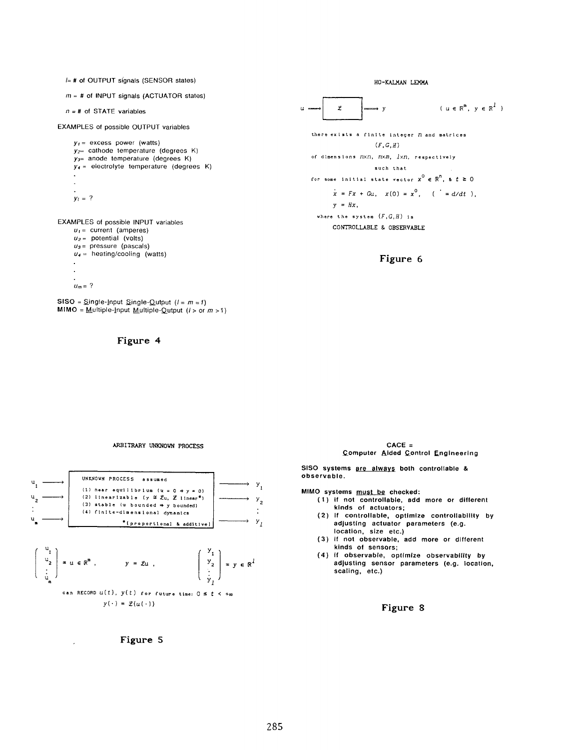$l$ = # of OUTPUT signals (SENSOR states)

$m$ = # of INPUT signals (ACTUATOR states)

$n$ = # of STATE variables

EXAMPLES of possible OUTPUT variables

- $y_1$ = excess power (watts)
- $y_2$ = cathode temperature (degrees K)
- $y_3$ = anode temperature (degrees K)
- $y_4$ = electrolyte temperature (degrees K)
- .
- .
- .
- $y_l$ = ?

EXAMPLES of possible INPUT variables

- $u_1$ = current (amperes)
- $u_2$ = potential (volts)
- $u_3$ = pressure (pascals)
- $u_4$ = heating/cooling (watts)
- .
- .
- .
- $u_m$ = ?

**SISO** = **S**ingle-**I**nput **S**ingle-**O**utput ($l = m = 1$)
**MIMO** = **M**ultiple-**I**nput **M**ultiple-**O**utput ($l >$ or $m > 1$)

**Figure 4**

## HO-KALMAN LEMMA

$$u \longrightarrow \boxed{\mathcal{L}} \longrightarrow y \qquad ( u \in \mathbb{R}^m,\ y \in \mathbb{R}^l )$$

there exists a finite integer $n$ and matrices

$(F, G, H)$

of dimensions $n \times n$, $n \times m$, $l \times n$, respectively

such that

for some initial state vector $x^0 \in \mathbb{R}^n$, & $t \geq 0$

$$\dot{x} = Fx + Gu, \quad x(0) = x^0, \quad ( \dot{} = d/dt ),$$

$$y = Hx,$$

where the system $(F, G, H)$ is

CONTROLLABLE & OBSERVABLE

**Figure 6**

## ARBITRARY UNKNOWN PROCESS

$u_1, u_2, \ldots, u_m \longrightarrow$ UNKNOWN PROCESS $\longrightarrow y_1, y_2, \ldots, y_l$

UNKNOWN PROCESS assumed

1. near equilibrium ($u = 0 \Rightarrow y = 0$)
2. linearizable ($y \cong \mathcal{L}u$, $\mathcal{L}$ linear*)
3. stable ($u$ bounded $\Rightarrow$ $y$ bounded)
4. finite-dimensional dynamics

*[proportional & additive]

$$\begin{pmatrix} u_1 \\ u_2 \\ \vdots \\ u_m \end{pmatrix} = u \in \mathbb{R}^m, \qquad y = \mathcal{L}u, \qquad \begin{pmatrix} y_1 \\ y_2 \\ \vdots \\ y_l \end{pmatrix} = y \in \mathbb{R}^l$$

can RECORD $u(t)$, $y(t)$ for future time: $0 \leq t < +\infty$

$$y(\cdot) = \mathcal{L}\{u(\cdot)\}$$

**Figure 5**

## CACE = **C**omputer **A**ided **C**ontrol **E**ngineering

**SISO systems <u>are always</u> both controllable & observable.**

**MIMO systems <u>must be</u> checked:**

1. **if not controllable, add more or different kinds of actuators;**
2. **if controllable, optimize controllability by adjusting actuator parameters (e.g. location, size etc.)**
3. **if not observable, add more or different kinds of sensors;**
4. **if observable, optimize observability by adjusting sensor parameters (e.g. location, scaling, etc.)**

**Figure 8**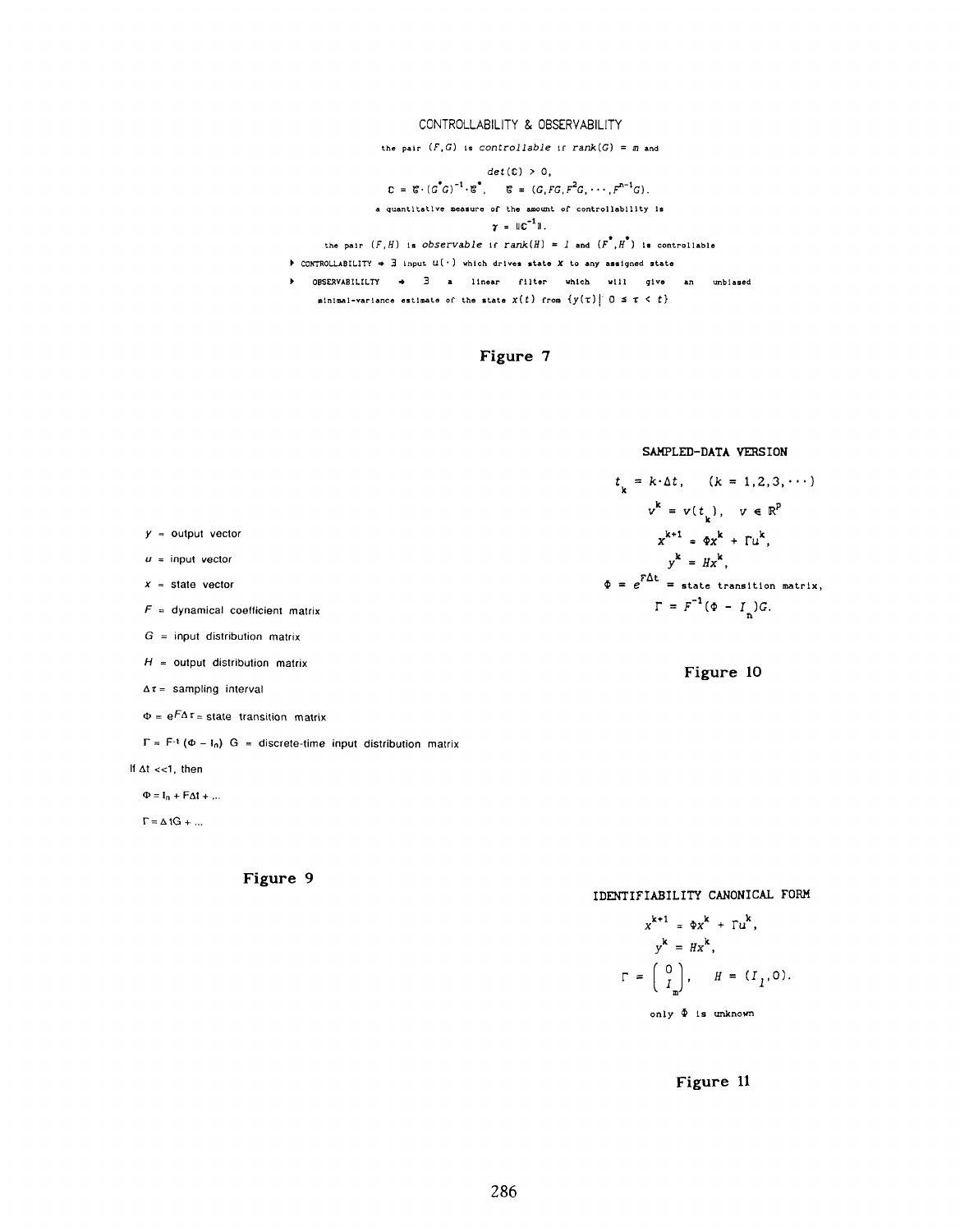CONTROLLABILITY & OBSERVABILITY

the pair $(F,G)$ is *controllable* if $rank(G) = m$ and

$$det(\mathbb{C}) > 0,$$

$$\mathbb{C} = \mathfrak{C}\cdot(G^{*}G)^{-1}\cdot\mathfrak{C}^{*}, \quad \mathfrak{C} = (G, FG, F^{2}G, \cdots, F^{n-1}G).$$

a quantitative measure of the amount of controllability is

$$\gamma = \|\mathbb{C}^{-1}\|.$$

the pair $(F,H)$ is *observable* if $rank(H) = l$ and $(F^{*},H^{*})$ is controllable

- CONTROLLABILITY $\Rightarrow \exists$ input $u(\cdot)$ which drives state $x$ to any assigned state
- OBSERVABILILTY $\Rightarrow \exists$ a linear filter which will give an unbiased minimal-variance estimate of the state $x(t)$ from $\{y(\tau) \mid 0 \le \tau < t\}$

**Figure 7**

$y$ = output vector

$u$ = input vector

$x$ = state vector

$F$ = dynamical coefficient matrix

$G$ = input distribution matrix

$H$ = output distribution matrix

$\Delta\tau$ = sampling interval

$\Phi = e^{F\Delta\tau}$ = state transition matrix

$\Gamma = F^{-1}(\Phi - I_n)\,G$ = discrete-time input distribution matrix

If $\Delta t \ll 1$, then

$\Phi = I_n + F\Delta t + \ldots$

$\Gamma = \Delta tG + \ldots$

**Figure 9**

SAMPLED-DATA VERSION

$$t_k = k\cdot\Delta t, \quad (k = 1,2,3,\cdots)$$

$$v^{k} = v(t_k), \quad v \in \mathbb{R}^{p}$$

$$x^{k+1} = \Phi x^{k} + \Gamma u^{k},$$

$$y^{k} = Hx^{k},$$

$$\Phi = e^{F\Delta t} = \text{state transition matrix},$$

$$\Gamma = F^{-1}(\Phi - I_n)G.$$

**Figure 10**

IDENTIFIABILITY CANONICAL FORM

$$x^{k+1} = \Phi x^{k} + \Gamma u^{k},$$

$$y^{k} = Hx^{k},$$

$$\Gamma = \begin{pmatrix} 0 \\ I_m \end{pmatrix}, \quad H = (I_l, 0).$$

only $\Phi$ is unknown

**Figure 11**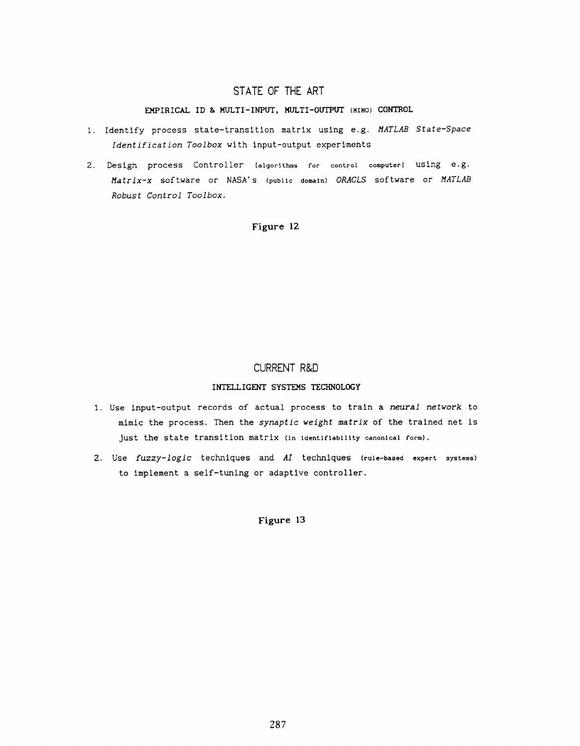## STATE OF THE ART

### EMPIRICAL ID & MULTI-INPUT, MULTI-OUTPUT (MIMO) CONTROL

1. Identify process state-transition matrix using e.g. *MATLAB State-Space Identification Toolbox* with input-output experiments
2. Design process Controller [algorithms for control computer] using e.g. *Matrix-x* software or NASA's (public domain) *ORACLS* software or *MATLAB Robust Control Toolbox.*

Figure 12

## CURRENT R&D

### INTELLIGENT SYSTEMS TECHNOLOGY

1. Use input-output records of actual process to train a *neural network* to mimic the process. Then the *synaptic weight matrix* of the trained net is just the state transition matrix (in identifiability canonical form).
2. Use *fuzzy-logic* techniques and *AI* techniques (rule-based expert systems) to implement a self-tuning or adaptive controller.

Figure 13